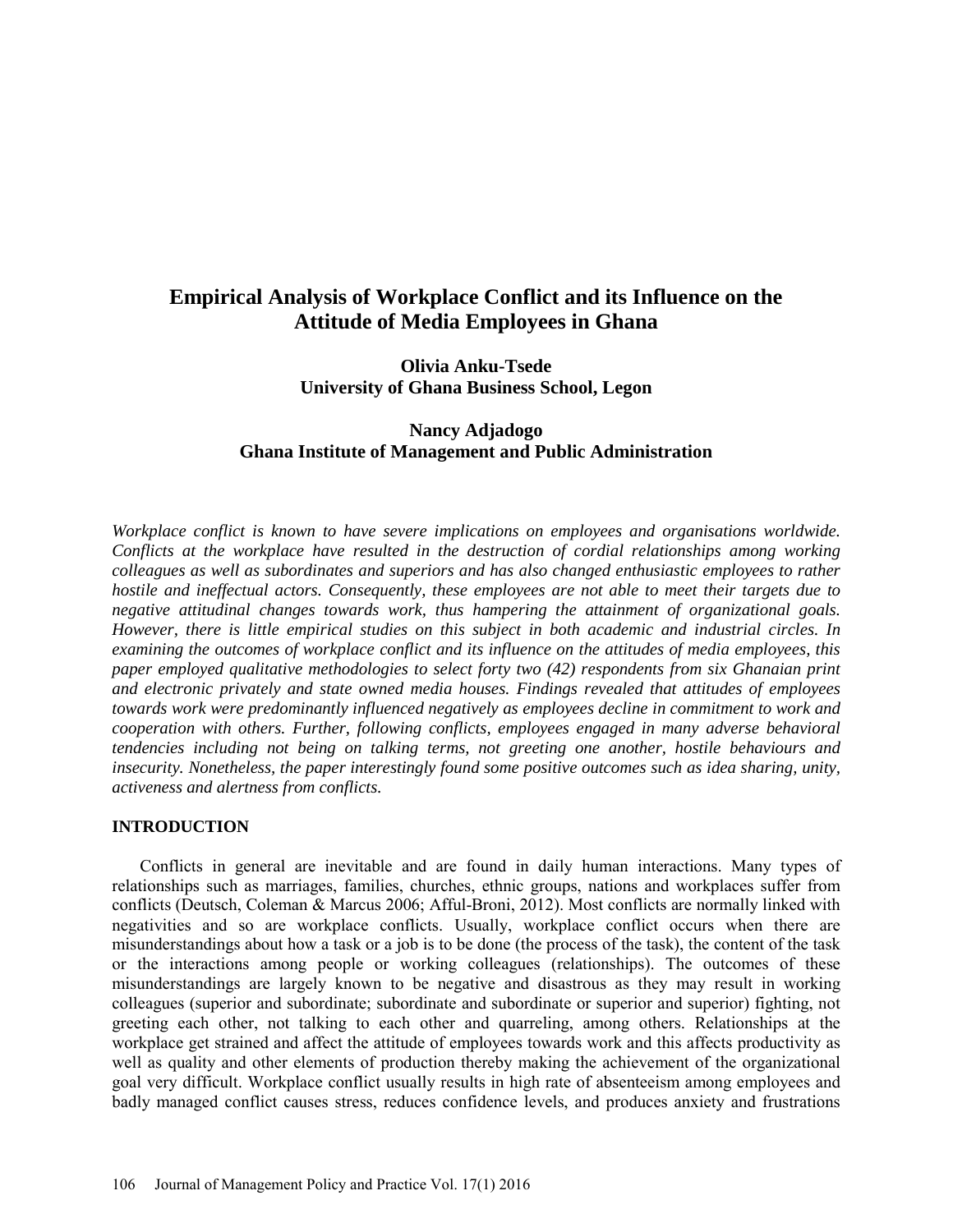# Empirical Analysis of Workplace Conflict and its Influence on the Attitude of Media Employees in Ghana

**Olivia Anku-Tsede**
**University of Ghana Business School, Legon**

**Nancy Adjadogo**
**Ghana Institute of Management and Public Administration**

*Workplace conflict is known to have severe implications on employees and organisations worldwide. Conflicts at the workplace have resulted in the destruction of cordial relationships among working colleagues as well as subordinates and superiors and has also changed enthusiastic employees to rather hostile and ineffectual actors. Consequently, these employees are not able to meet their targets due to negative attitudinal changes towards work, thus hampering the attainment of organizational goals. However, there is little empirical studies on this subject in both academic and industrial circles. In examining the outcomes of workplace conflict and its influence on the attitudes of media employees, this paper employed qualitative methodologies to select forty two (42) respondents from six Ghanaian print and electronic privately and state owned media houses. Findings revealed that attitudes of employees towards work were predominantly influenced negatively as employees decline in commitment to work and cooperation with others. Further, following conflicts, employees engaged in many adverse behavioral tendencies including not being on talking terms, not greeting one another, hostile behaviours and insecurity. Nonetheless, the paper interestingly found some positive outcomes such as idea sharing, unity, activeness and alertness from conflicts.*

## INTRODUCTION

Conflicts in general are inevitable and are found in daily human interactions. Many types of relationships such as marriages, families, churches, ethnic groups, nations and workplaces suffer from conflicts (Deutsch, Coleman & Marcus 2006; Afful-Broni, 2012). Most conflicts are normally linked with negativities and so are workplace conflicts. Usually, workplace conflict occurs when there are misunderstandings about how a task or a job is to be done (the process of the task), the content of the task or the interactions among people or working colleagues (relationships). The outcomes of these misunderstandings are largely known to be negative and disastrous as they may result in working colleagues (superior and subordinate; subordinate and subordinate or superior and superior) fighting, not greeting each other, not talking to each other and quarreling, among others. Relationships at the workplace get strained and affect the attitude of employees towards work and this affects productivity as well as quality and other elements of production thereby making the achievement of the organizational goal very difficult. Workplace conflict usually results in high rate of absenteeism among employees and badly managed conflict causes stress, reduces confidence levels, and produces anxiety and frustrations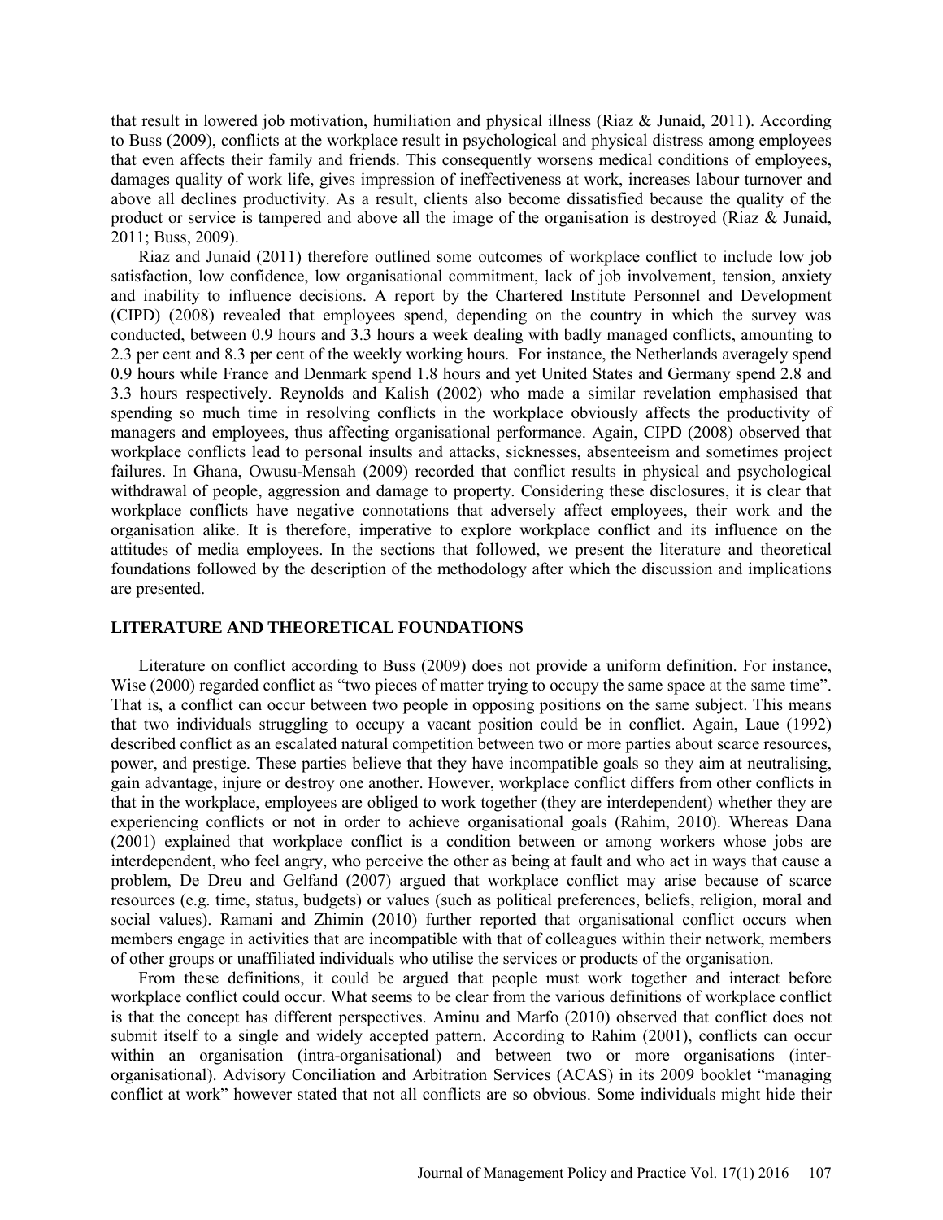that result in lowered job motivation, humiliation and physical illness (Riaz & Junaid, 2011). According to Buss (2009), conflicts at the workplace result in psychological and physical distress among employees that even affects their family and friends. This consequently worsens medical conditions of employees, damages quality of work life, gives impression of ineffectiveness at work, increases labour turnover and above all declines productivity. As a result, clients also become dissatisfied because the quality of the product or service is tampered and above all the image of the organisation is destroyed (Riaz & Junaid, 2011; Buss, 2009).

Riaz and Junaid (2011) therefore outlined some outcomes of workplace conflict to include low job satisfaction, low confidence, low organisational commitment, lack of job involvement, tension, anxiety and inability to influence decisions. A report by the Chartered Institute Personnel and Development (CIPD) (2008) revealed that employees spend, depending on the country in which the survey was conducted, between 0.9 hours and 3.3 hours a week dealing with badly managed conflicts, amounting to 2.3 per cent and 8.3 per cent of the weekly working hours. For instance, the Netherlands averagely spend 0.9 hours while France and Denmark spend 1.8 hours and yet United States and Germany spend 2.8 and 3.3 hours respectively. Reynolds and Kalish (2002) who made a similar revelation emphasised that spending so much time in resolving conflicts in the workplace obviously affects the productivity of managers and employees, thus affecting organisational performance. Again, CIPD (2008) observed that workplace conflicts lead to personal insults and attacks, sicknesses, absenteeism and sometimes project failures. In Ghana, Owusu-Mensah (2009) recorded that conflict results in physical and psychological withdrawal of people, aggression and damage to property. Considering these disclosures, it is clear that workplace conflicts have negative connotations that adversely affect employees, their work and the organisation alike. It is therefore, imperative to explore workplace conflict and its influence on the attitudes of media employees. In the sections that followed, we present the literature and theoretical foundations followed by the description of the methodology after which the discussion and implications are presented.

## LITERATURE AND THEORETICAL FOUNDATIONS

Literature on conflict according to Buss (2009) does not provide a uniform definition. For instance, Wise (2000) regarded conflict as "two pieces of matter trying to occupy the same space at the same time". That is, a conflict can occur between two people in opposing positions on the same subject. This means that two individuals struggling to occupy a vacant position could be in conflict. Again, Laue (1992) described conflict as an escalated natural competition between two or more parties about scarce resources, power, and prestige. These parties believe that they have incompatible goals so they aim at neutralising, gain advantage, injure or destroy one another. However, workplace conflict differs from other conflicts in that in the workplace, employees are obliged to work together (they are interdependent) whether they are experiencing conflicts or not in order to achieve organisational goals (Rahim, 2010). Whereas Dana (2001) explained that workplace conflict is a condition between or among workers whose jobs are interdependent, who feel angry, who perceive the other as being at fault and who act in ways that cause a problem, De Dreu and Gelfand (2007) argued that workplace conflict may arise because of scarce resources (e.g. time, status, budgets) or values (such as political preferences, beliefs, religion, moral and social values). Ramani and Zhimin (2010) further reported that organisational conflict occurs when members engage in activities that are incompatible with that of colleagues within their network, members of other groups or unaffiliated individuals who utilise the services or products of the organisation.

From these definitions, it could be argued that people must work together and interact before workplace conflict could occur. What seems to be clear from the various definitions of workplace conflict is that the concept has different perspectives. Aminu and Marfo (2010) observed that conflict does not submit itself to a single and widely accepted pattern. According to Rahim (2001), conflicts can occur within an organisation (intra-organisational) and between two or more organisations (inter-organisational). Advisory Conciliation and Arbitration Services (ACAS) in its 2009 booklet "managing conflict at work" however stated that not all conflicts are so obvious. Some individuals might hide their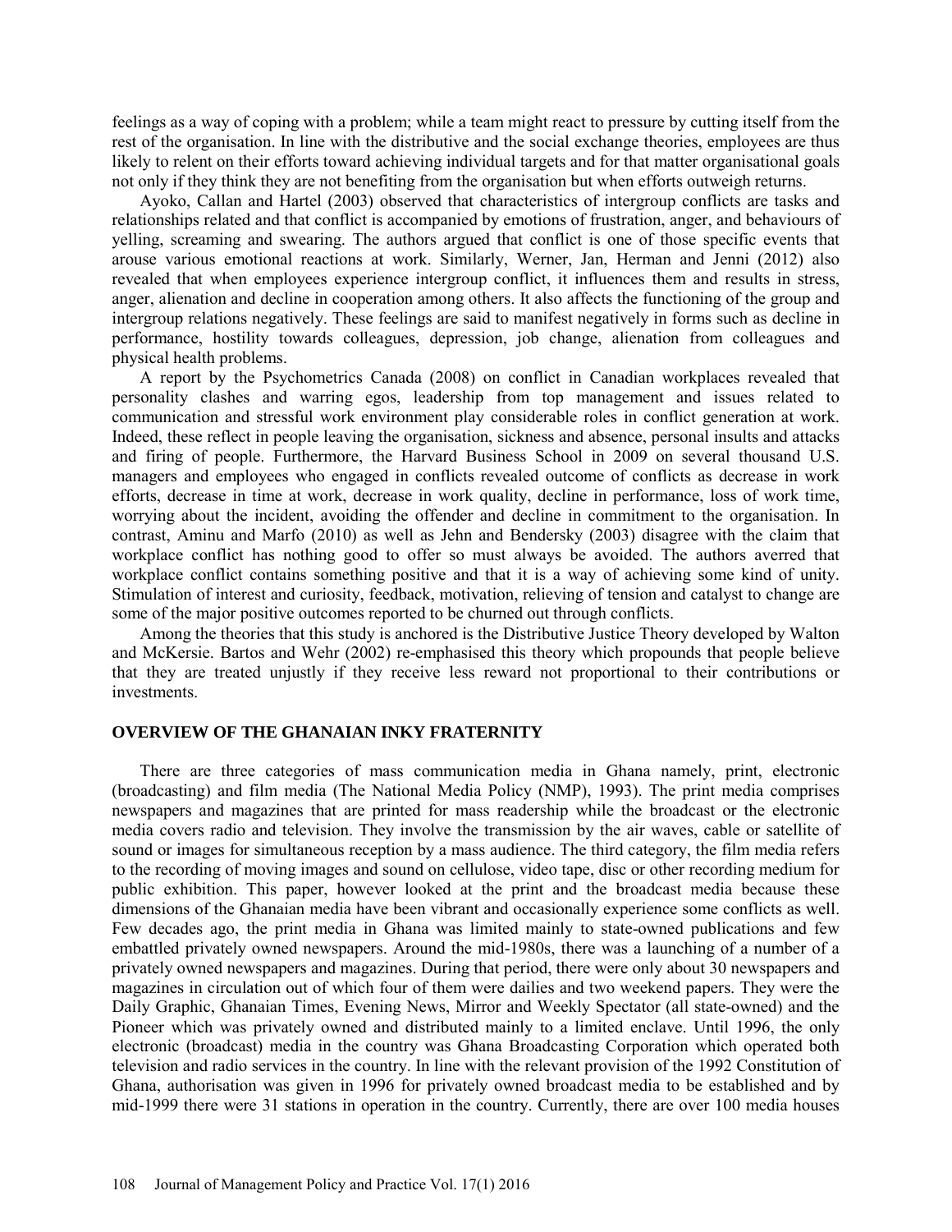feelings as a way of coping with a problem; while a team might react to pressure by cutting itself from the rest of the organisation. In line with the distributive and the social exchange theories, employees are thus likely to relent on their efforts toward achieving individual targets and for that matter organisational goals not only if they think they are not benefiting from the organisation but when efforts outweigh returns.

Ayoko, Callan and Hartel (2003) observed that characteristics of intergroup conflicts are tasks and relationships related and that conflict is accompanied by emotions of frustration, anger, and behaviours of yelling, screaming and swearing. The authors argued that conflict is one of those specific events that arouse various emotional reactions at work. Similarly, Werner, Jan, Herman and Jenni (2012) also revealed that when employees experience intergroup conflict, it influences them and results in stress, anger, alienation and decline in cooperation among others. It also affects the functioning of the group and intergroup relations negatively. These feelings are said to manifest negatively in forms such as decline in performance, hostility towards colleagues, depression, job change, alienation from colleagues and physical health problems.

A report by the Psychometrics Canada (2008) on conflict in Canadian workplaces revealed that personality clashes and warring egos, leadership from top management and issues related to communication and stressful work environment play considerable roles in conflict generation at work. Indeed, these reflect in people leaving the organisation, sickness and absence, personal insults and attacks and firing of people. Furthermore, the Harvard Business School in 2009 on several thousand U.S. managers and employees who engaged in conflicts revealed outcome of conflicts as decrease in work efforts, decrease in time at work, decrease in work quality, decline in performance, loss of work time, worrying about the incident, avoiding the offender and decline in commitment to the organisation. In contrast, Aminu and Marfo (2010) as well as Jehn and Bendersky (2003) disagree with the claim that workplace conflict has nothing good to offer so must always be avoided. The authors averred that workplace conflict contains something positive and that it is a way of achieving some kind of unity. Stimulation of interest and curiosity, feedback, motivation, relieving of tension and catalyst to change are some of the major positive outcomes reported to be churned out through conflicts.

Among the theories that this study is anchored is the Distributive Justice Theory developed by Walton and McKersie. Bartos and Wehr (2002) re-emphasised this theory which propounds that people believe that they are treated unjustly if they receive less reward not proportional to their contributions or investments.

## OVERVIEW OF THE GHANAIAN INKY FRATERNITY

There are three categories of mass communication media in Ghana namely, print, electronic (broadcasting) and film media (The National Media Policy (NMP), 1993). The print media comprises newspapers and magazines that are printed for mass readership while the broadcast or the electronic media covers radio and television. They involve the transmission by the air waves, cable or satellite of sound or images for simultaneous reception by a mass audience. The third category, the film media refers to the recording of moving images and sound on cellulose, video tape, disc or other recording medium for public exhibition. This paper, however looked at the print and the broadcast media because these dimensions of the Ghanaian media have been vibrant and occasionally experience some conflicts as well. Few decades ago, the print media in Ghana was limited mainly to state-owned publications and few embattled privately owned newspapers. Around the mid-1980s, there was a launching of a number of a privately owned newspapers and magazines. During that period, there were only about 30 newspapers and magazines in circulation out of which four of them were dailies and two weekend papers. They were the Daily Graphic, Ghanaian Times, Evening News, Mirror and Weekly Spectator (all state-owned) and the Pioneer which was privately owned and distributed mainly to a limited enclave. Until 1996, the only electronic (broadcast) media in the country was Ghana Broadcasting Corporation which operated both television and radio services in the country. In line with the relevant provision of the 1992 Constitution of Ghana, authorisation was given in 1996 for privately owned broadcast media to be established and by mid-1999 there were 31 stations in operation in the country. Currently, there are over 100 media houses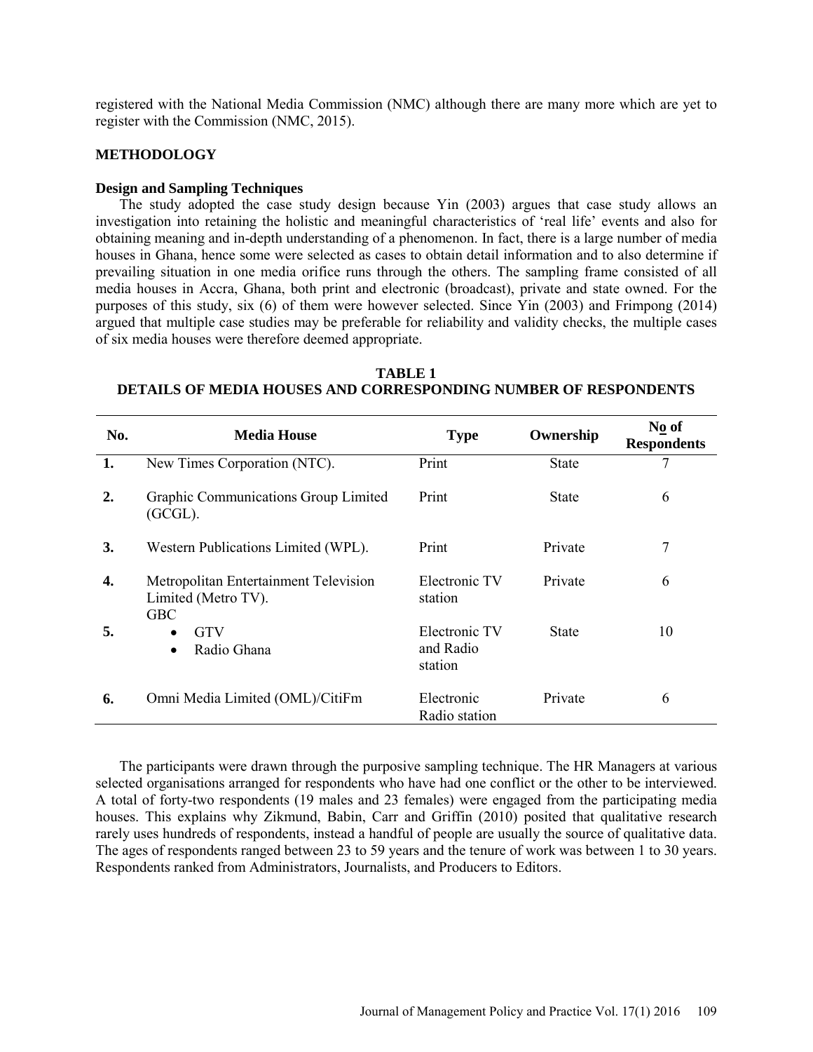registered with the National Media Commission (NMC) although there are many more which are yet to register with the Commission (NMC, 2015).

## METHODOLOGY

### Design and Sampling Techniques

The study adopted the case study design because Yin (2003) argues that case study allows an investigation into retaining the holistic and meaningful characteristics of 'real life' events and also for obtaining meaning and in-depth understanding of a phenomenon. In fact, there is a large number of media houses in Ghana, hence some were selected as cases to obtain detail information and to also determine if prevailing situation in one media orifice runs through the others. The sampling frame consisted of all media houses in Accra, Ghana, both print and electronic (broadcast), private and state owned. For the purposes of this study, six (6) of them were however selected. Since Yin (2003) and Frimpong (2014) argued that multiple case studies may be preferable for reliability and validity checks, the multiple cases of six media houses were therefore deemed appropriate.

**TABLE 1**
**DETAILS OF MEDIA HOUSES AND CORRESPONDING NUMBER OF RESPONDENTS**

| No. | Media House | Type | Ownership | No of Respondents |
|---|---|---|---|---|
| 1. | New Times Corporation (NTC). | Print | State | 7 |
| 2. | Graphic Communications Group Limited (GCGL). | Print | State | 6 |
| 3. | Western Publications Limited (WPL). | Print | Private | 7 |
| 4. | Metropolitan Entertainment Television Limited (Metro TV). | Electronic TV station | Private | 6 |
| 5. | GBC<br>• GTV<br>• Radio Ghana | Electronic TV and Radio station | State | 10 |
| 6. | Omni Media Limited (OML)/CitiFm | Electronic Radio station | Private | 6 |

The participants were drawn through the purposive sampling technique. The HR Managers at various selected organisations arranged for respondents who have had one conflict or the other to be interviewed. A total of forty-two respondents (19 males and 23 females) were engaged from the participating media houses. This explains why Zikmund, Babin, Carr and Griffin (2010) posited that qualitative research rarely uses hundreds of respondents, instead a handful of people are usually the source of qualitative data. The ages of respondents ranged between 23 to 59 years and the tenure of work was between 1 to 30 years. Respondents ranked from Administrators, Journalists, and Producers to Editors.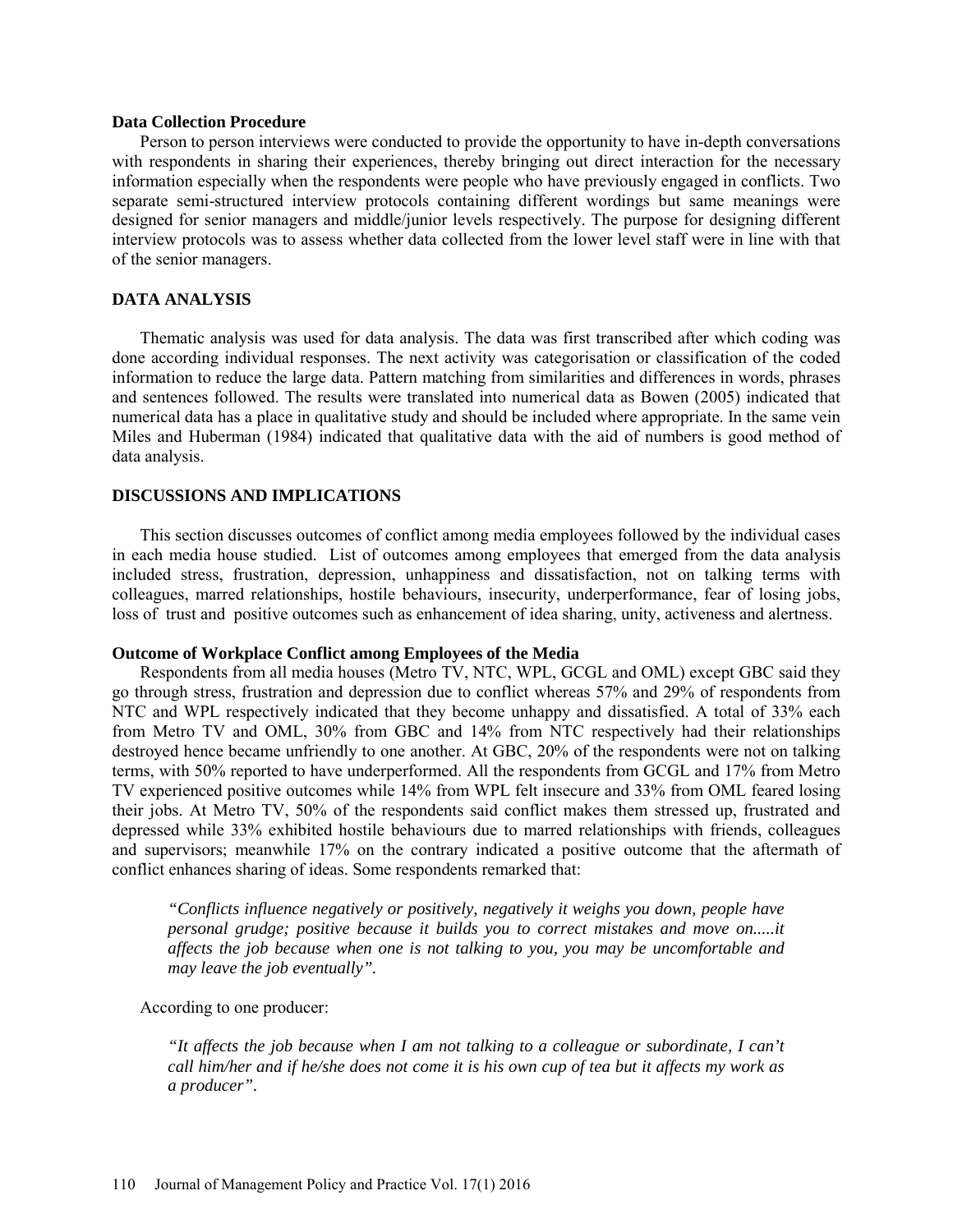### Data Collection Procedure

Person to person interviews were conducted to provide the opportunity to have in-depth conversations with respondents in sharing their experiences, thereby bringing out direct interaction for the necessary information especially when the respondents were people who have previously engaged in conflicts. Two separate semi-structured interview protocols containing different wordings but same meanings were designed for senior managers and middle/junior levels respectively. The purpose for designing different interview protocols was to assess whether data collected from the lower level staff were in line with that of the senior managers.

## DATA ANALYSIS

Thematic analysis was used for data analysis. The data was first transcribed after which coding was done according individual responses. The next activity was categorisation or classification of the coded information to reduce the large data. Pattern matching from similarities and differences in words, phrases and sentences followed. The results were translated into numerical data as Bowen (2005) indicated that numerical data has a place in qualitative study and should be included where appropriate. In the same vein Miles and Huberman (1984) indicated that qualitative data with the aid of numbers is good method of data analysis.

## DISCUSSIONS AND IMPLICATIONS

This section discusses outcomes of conflict among media employees followed by the individual cases in each media house studied. List of outcomes among employees that emerged from the data analysis included stress, frustration, depression, unhappiness and dissatisfaction, not on talking terms with colleagues, marred relationships, hostile behaviours, insecurity, underperformance, fear of losing jobs, loss of trust and positive outcomes such as enhancement of idea sharing, unity, activeness and alertness.

### Outcome of Workplace Conflict among Employees of the Media

Respondents from all media houses (Metro TV, NTC, WPL, GCGL and OML) except GBC said they go through stress, frustration and depression due to conflict whereas 57% and 29% of respondents from NTC and WPL respectively indicated that they become unhappy and dissatisfied. A total of 33% each from Metro TV and OML, 30% from GBC and 14% from NTC respectively had their relationships destroyed hence became unfriendly to one another. At GBC, 20% of the respondents were not on talking terms, with 50% reported to have underperformed. All the respondents from GCGL and 17% from Metro TV experienced positive outcomes while 14% from WPL felt insecure and 33% from OML feared losing their jobs. At Metro TV, 50% of the respondents said conflict makes them stressed up, frustrated and depressed while 33% exhibited hostile behaviours due to marred relationships with friends, colleagues and supervisors; meanwhile 17% on the contrary indicated a positive outcome that the aftermath of conflict enhances sharing of ideas. Some respondents remarked that:

> *"Conflicts influence negatively or positively, negatively it weighs you down, people have personal grudge; positive because it builds you to correct mistakes and move on.....it affects the job because when one is not talking to you, you may be uncomfortable and may leave the job eventually".*

According to one producer:

> *"It affects the job because when I am not talking to a colleague or subordinate, I can't call him/her and if he/she does not come it is his own cup of tea but it affects my work as a producer".*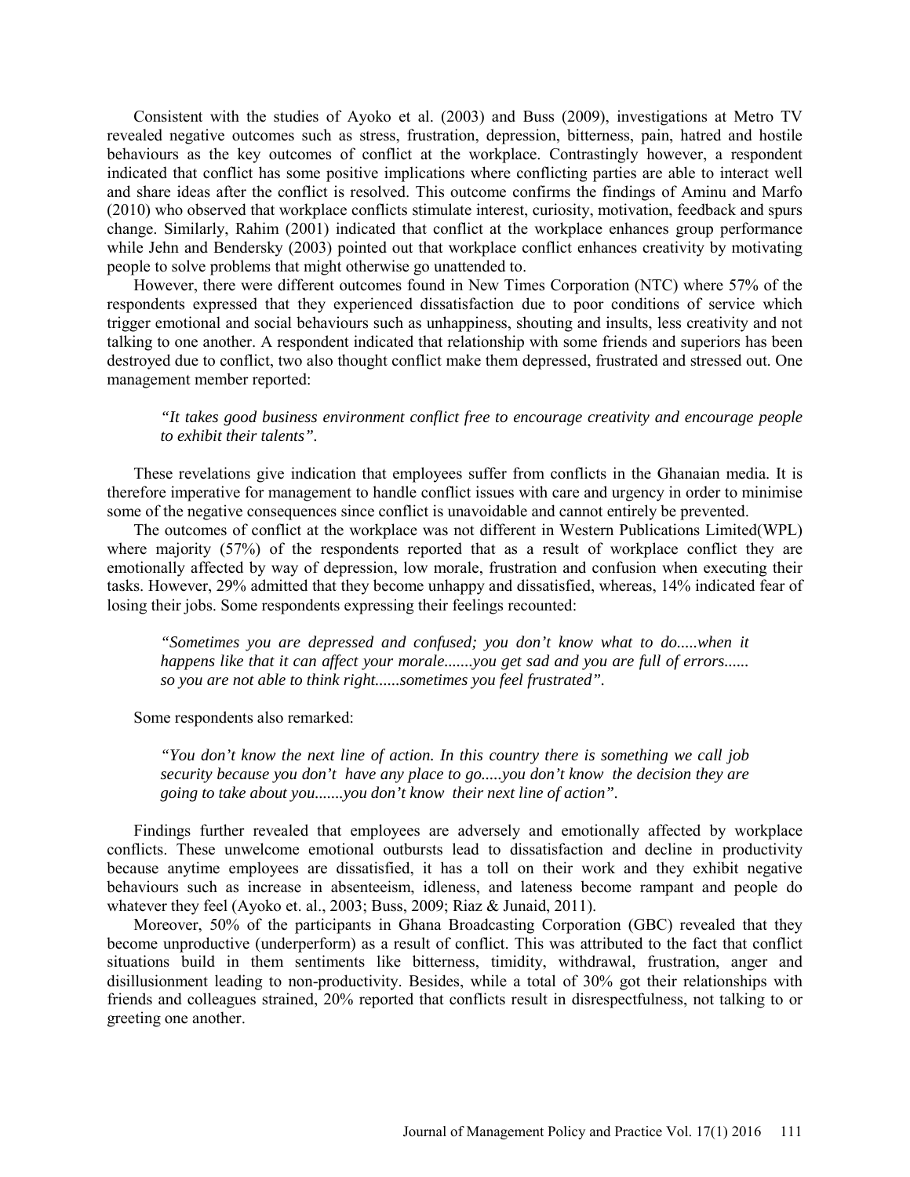Consistent with the studies of Ayoko et al. (2003) and Buss (2009), investigations at Metro TV revealed negative outcomes such as stress, frustration, depression, bitterness, pain, hatred and hostile behaviours as the key outcomes of conflict at the workplace. Contrastingly however, a respondent indicated that conflict has some positive implications where conflicting parties are able to interact well and share ideas after the conflict is resolved. This outcome confirms the findings of Aminu and Marfo (2010) who observed that workplace conflicts stimulate interest, curiosity, motivation, feedback and spurs change. Similarly, Rahim (2001) indicated that conflict at the workplace enhances group performance while Jehn and Bendersky (2003) pointed out that workplace conflict enhances creativity by motivating people to solve problems that might otherwise go unattended to.

However, there were different outcomes found in New Times Corporation (NTC) where 57% of the respondents expressed that they experienced dissatisfaction due to poor conditions of service which trigger emotional and social behaviours such as unhappiness, shouting and insults, less creativity and not talking to one another. A respondent indicated that relationship with some friends and superiors has been destroyed due to conflict, two also thought conflict make them depressed, frustrated and stressed out. One management member reported:

> *"It takes good business environment conflict free to encourage creativity and encourage people to exhibit their talents".*

These revelations give indication that employees suffer from conflicts in the Ghanaian media. It is therefore imperative for management to handle conflict issues with care and urgency in order to minimise some of the negative consequences since conflict is unavoidable and cannot entirely be prevented.

The outcomes of conflict at the workplace was not different in Western Publications Limited(WPL) where majority (57%) of the respondents reported that as a result of workplace conflict they are emotionally affected by way of depression, low morale, frustration and confusion when executing their tasks. However, 29% admitted that they become unhappy and dissatisfied, whereas, 14% indicated fear of losing their jobs. Some respondents expressing their feelings recounted:

> *"Sometimes you are depressed and confused; you don't know what to do.....when it happens like that it can affect your morale.......you get sad and you are full of errors...... so you are not able to think right......sometimes you feel frustrated".*

Some respondents also remarked:

> *"You don't know the next line of action. In this country there is something we call job security because you don't have any place to go.....you don't know the decision they are going to take about you.......you don't know their next line of action".*

Findings further revealed that employees are adversely and emotionally affected by workplace conflicts. These unwelcome emotional outbursts lead to dissatisfaction and decline in productivity because anytime employees are dissatisfied, it has a toll on their work and they exhibit negative behaviours such as increase in absenteeism, idleness, and lateness become rampant and people do whatever they feel (Ayoko et. al., 2003; Buss, 2009; Riaz & Junaid, 2011).

Moreover, 50% of the participants in Ghana Broadcasting Corporation (GBC) revealed that they become unproductive (underperform) as a result of conflict. This was attributed to the fact that conflict situations build in them sentiments like bitterness, timidity, withdrawal, frustration, anger and disillusionment leading to non-productivity. Besides, while a total of 30% got their relationships with friends and colleagues strained, 20% reported that conflicts result in disrespectfulness, not talking to or greeting one another.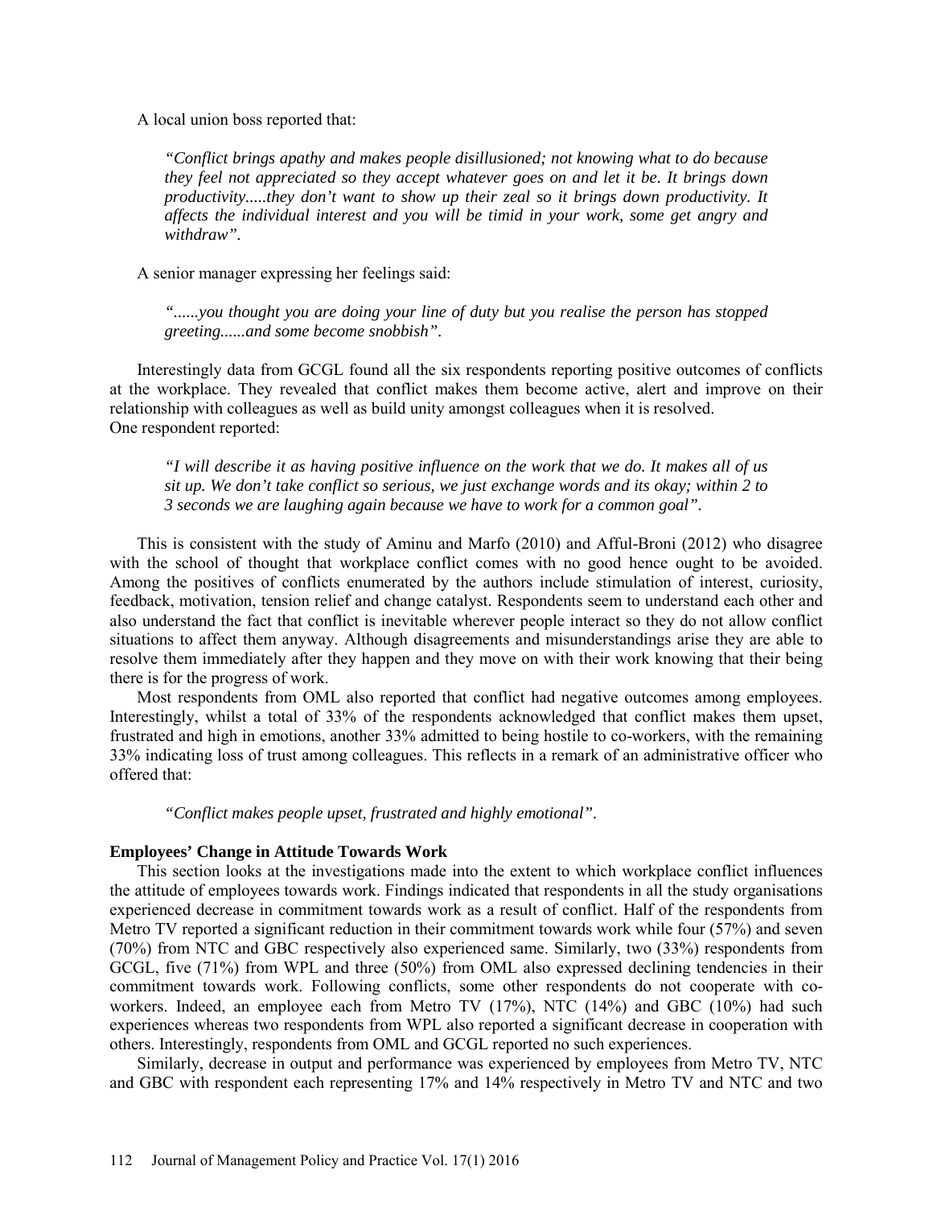A local union boss reported that:

> *"Conflict brings apathy and makes people disillusioned; not knowing what to do because they feel not appreciated so they accept whatever goes on and let it be. It brings down productivity.....they don't want to show up their zeal so it brings down productivity. It affects the individual interest and you will be timid in your work, some get angry and withdraw".*

A senior manager expressing her feelings said:

> *"......you thought you are doing your line of duty but you realise the person has stopped greeting......and some become snobbish".*

Interestingly data from GCGL found all the six respondents reporting positive outcomes of conflicts at the workplace. They revealed that conflict makes them become active, alert and improve on their relationship with colleagues as well as build unity amongst colleagues when it is resolved.
One respondent reported:

> *"I will describe it as having positive influence on the work that we do. It makes all of us sit up. We don't take conflict so serious, we just exchange words and its okay; within 2 to 3 seconds we are laughing again because we have to work for a common goal".*

This is consistent with the study of Aminu and Marfo (2010) and Afful-Broni (2012) who disagree with the school of thought that workplace conflict comes with no good hence ought to be avoided. Among the positives of conflicts enumerated by the authors include stimulation of interest, curiosity, feedback, motivation, tension relief and change catalyst. Respondents seem to understand each other and also understand the fact that conflict is inevitable wherever people interact so they do not allow conflict situations to affect them anyway. Although disagreements and misunderstandings arise they are able to resolve them immediately after they happen and they move on with their work knowing that their being there is for the progress of work.

Most respondents from OML also reported that conflict had negative outcomes among employees. Interestingly, whilst a total of 33% of the respondents acknowledged that conflict makes them upset, frustrated and high in emotions, another 33% admitted to being hostile to co-workers, with the remaining 33% indicating loss of trust among colleagues. This reflects in a remark of an administrative officer who offered that:

> *"Conflict makes people upset, frustrated and highly emotional".*

**Employees' Change in Attitude Towards Work**

This section looks at the investigations made into the extent to which workplace conflict influences the attitude of employees towards work. Findings indicated that respondents in all the study organisations experienced decrease in commitment towards work as a result of conflict. Half of the respondents from Metro TV reported a significant reduction in their commitment towards work while four (57%) and seven (70%) from NTC and GBC respectively also experienced same. Similarly, two (33%) respondents from GCGL, five (71%) from WPL and three (50%) from OML also expressed declining tendencies in their commitment towards work. Following conflicts, some other respondents do not cooperate with co-workers. Indeed, an employee each from Metro TV (17%), NTC (14%) and GBC (10%) had such experiences whereas two respondents from WPL also reported a significant decrease in cooperation with others. Interestingly, respondents from OML and GCGL reported no such experiences.

Similarly, decrease in output and performance was experienced by employees from Metro TV, NTC and GBC with respondent each representing 17% and 14% respectively in Metro TV and NTC and two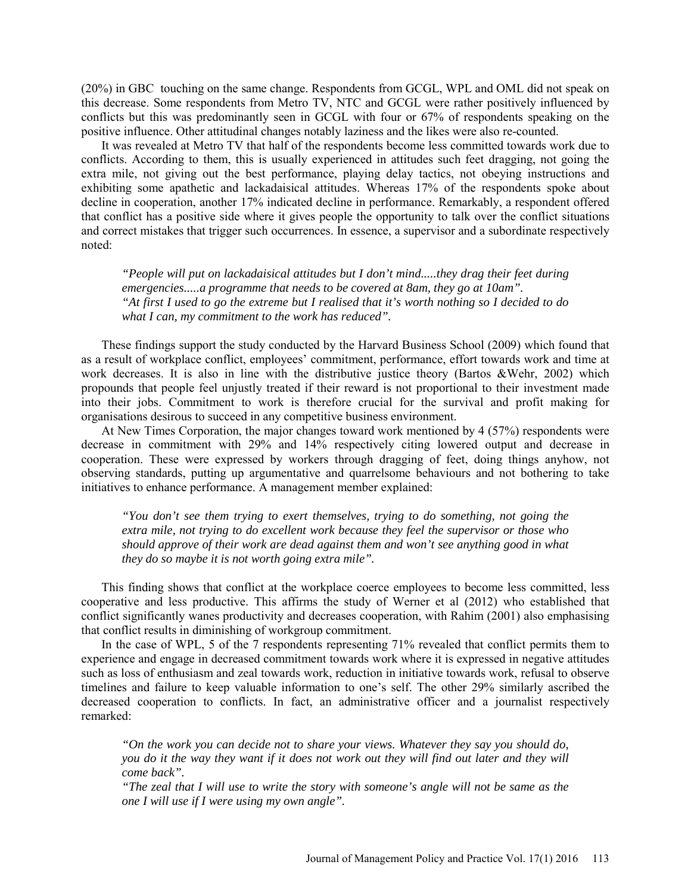(20%) in GBC touching on the same change. Respondents from GCGL, WPL and OML did not speak on this decrease. Some respondents from Metro TV, NTC and GCGL were rather positively influenced by conflicts but this was predominantly seen in GCGL with four or 67% of respondents speaking on the positive influence. Other attitudinal changes notably laziness and the likes were also re-counted.

It was revealed at Metro TV that half of the respondents become less committed towards work due to conflicts. According to them, this is usually experienced in attitudes such feet dragging, not going the extra mile, not giving out the best performance, playing delay tactics, not obeying instructions and exhibiting some apathetic and lackadaisical attitudes. Whereas 17% of the respondents spoke about decline in cooperation, another 17% indicated decline in performance. Remarkably, a respondent offered that conflict has a positive side where it gives people the opportunity to talk over the conflict situations and correct mistakes that trigger such occurrences. In essence, a supervisor and a subordinate respectively noted:

> *"People will put on lackadaisical attitudes but I don't mind.....they drag their feet during emergencies.....a programme that needs to be covered at 8am, they go at 10am".*
> *"At first I used to go the extreme but I realised that it's worth nothing so I decided to do what I can, my commitment to the work has reduced".*

These findings support the study conducted by the Harvard Business School (2009) which found that as a result of workplace conflict, employees' commitment, performance, effort towards work and time at work decreases. It is also in line with the distributive justice theory (Bartos &Wehr, 2002) which propounds that people feel unjustly treated if their reward is not proportional to their investment made into their jobs. Commitment to work is therefore crucial for the survival and profit making for organisations desirous to succeed in any competitive business environment.

At New Times Corporation, the major changes toward work mentioned by 4 (57%) respondents were decrease in commitment with 29% and 14% respectively citing lowered output and decrease in cooperation. These were expressed by workers through dragging of feet, doing things anyhow, not observing standards, putting up argumentative and quarrelsome behaviours and not bothering to take initiatives to enhance performance. A management member explained:

> *"You don't see them trying to exert themselves, trying to do something, not going the extra mile, not trying to do excellent work because they feel the supervisor or those who should approve of their work are dead against them and won't see anything good in what they do so maybe it is not worth going extra mile".*

This finding shows that conflict at the workplace coerce employees to become less committed, less cooperative and less productive. This affirms the study of Werner et al (2012) who established that conflict significantly wanes productivity and decreases cooperation, with Rahim (2001) also emphasising that conflict results in diminishing of workgroup commitment.

In the case of WPL, 5 of the 7 respondents representing 71% revealed that conflict permits them to experience and engage in decreased commitment towards work where it is expressed in negative attitudes such as loss of enthusiasm and zeal towards work, reduction in initiative towards work, refusal to observe timelines and failure to keep valuable information to one's self. The other 29% similarly ascribed the decreased cooperation to conflicts. In fact, an administrative officer and a journalist respectively remarked:

> *"On the work you can decide not to share your views. Whatever they say you should do, you do it the way they want if it does not work out they will find out later and they will come back".*
> *"The zeal that I will use to write the story with someone's angle will not be same as the one I will use if I were using my own angle".*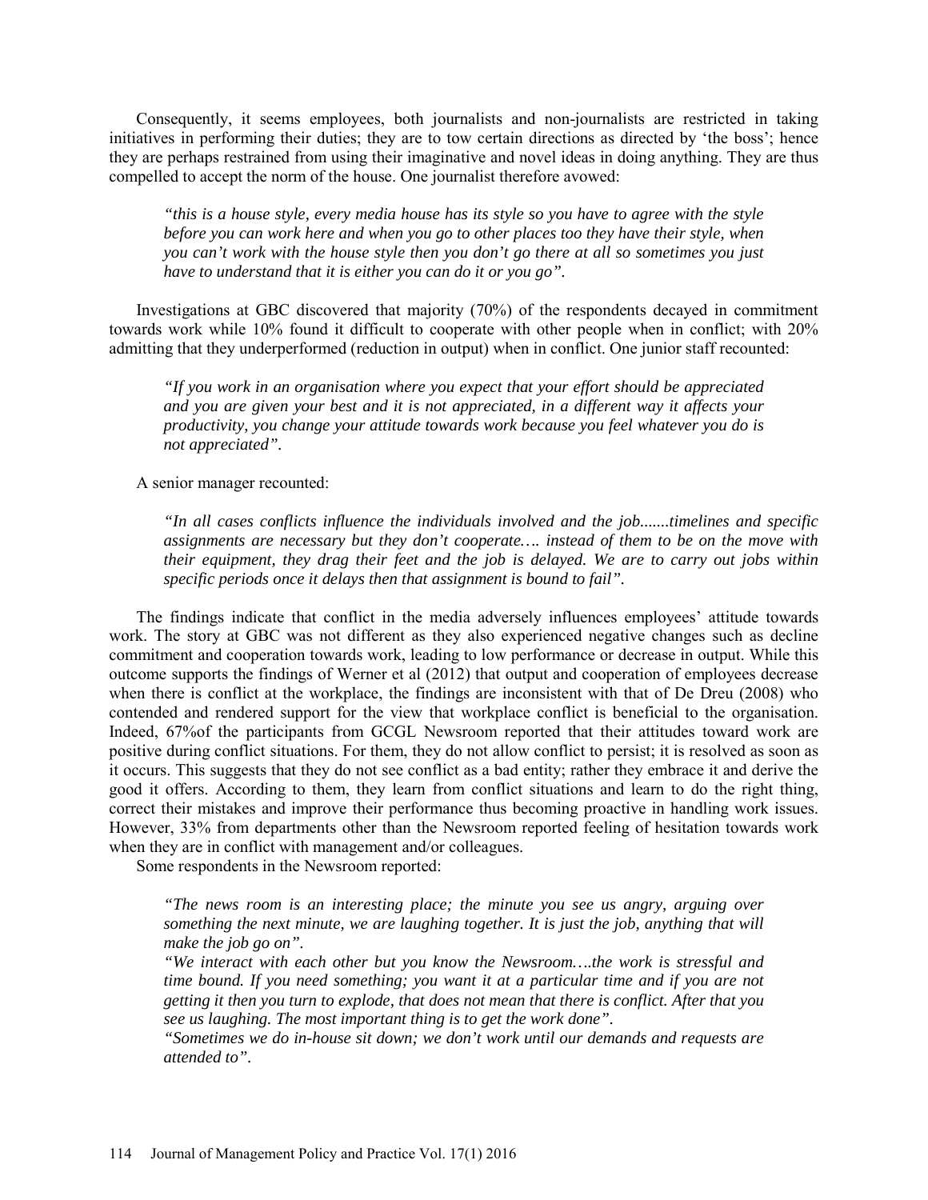Consequently, it seems employees, both journalists and non-journalists are restricted in taking initiatives in performing their duties; they are to tow certain directions as directed by 'the boss'; hence they are perhaps restrained from using their imaginative and novel ideas in doing anything. They are thus compelled to accept the norm of the house. One journalist therefore avowed:

> *"this is a house style, every media house has its style so you have to agree with the style before you can work here and when you go to other places too they have their style, when you can't work with the house style then you don't go there at all so sometimes you just have to understand that it is either you can do it or you go".*

Investigations at GBC discovered that majority (70%) of the respondents decayed in commitment towards work while 10% found it difficult to cooperate with other people when in conflict; with 20% admitting that they underperformed (reduction in output) when in conflict. One junior staff recounted:

> *"If you work in an organisation where you expect that your effort should be appreciated and you are given your best and it is not appreciated, in a different way it affects your productivity, you change your attitude towards work because you feel whatever you do is not appreciated".*

A senior manager recounted:

> *"In all cases conflicts influence the individuals involved and the job.......timelines and specific assignments are necessary but they don't cooperate…. instead of them to be on the move with their equipment, they drag their feet and the job is delayed. We are to carry out jobs within specific periods once it delays then that assignment is bound to fail".*

The findings indicate that conflict in the media adversely influences employees' attitude towards work. The story at GBC was not different as they also experienced negative changes such as decline commitment and cooperation towards work, leading to low performance or decrease in output. While this outcome supports the findings of Werner et al (2012) that output and cooperation of employees decrease when there is conflict at the workplace, the findings are inconsistent with that of De Dreu (2008) who contended and rendered support for the view that workplace conflict is beneficial to the organisation. Indeed, 67%of the participants from GCGL Newsroom reported that their attitudes toward work are positive during conflict situations. For them, they do not allow conflict to persist; it is resolved as soon as it occurs. This suggests that they do not see conflict as a bad entity; rather they embrace it and derive the good it offers. According to them, they learn from conflict situations and learn to do the right thing, correct their mistakes and improve their performance thus becoming proactive in handling work issues. However, 33% from departments other than the Newsroom reported feeling of hesitation towards work when they are in conflict with management and/or colleagues.

Some respondents in the Newsroom reported:

> *"The news room is an interesting place; the minute you see us angry, arguing over something the next minute, we are laughing together. It is just the job, anything that will make the job go on".*
>
> *"We interact with each other but you know the Newsroom….the work is stressful and time bound. If you need something; you want it at a particular time and if you are not getting it then you turn to explode, that does not mean that there is conflict. After that you see us laughing. The most important thing is to get the work done".*
>
> *"Sometimes we do in-house sit down; we don't work until our demands and requests are attended to".*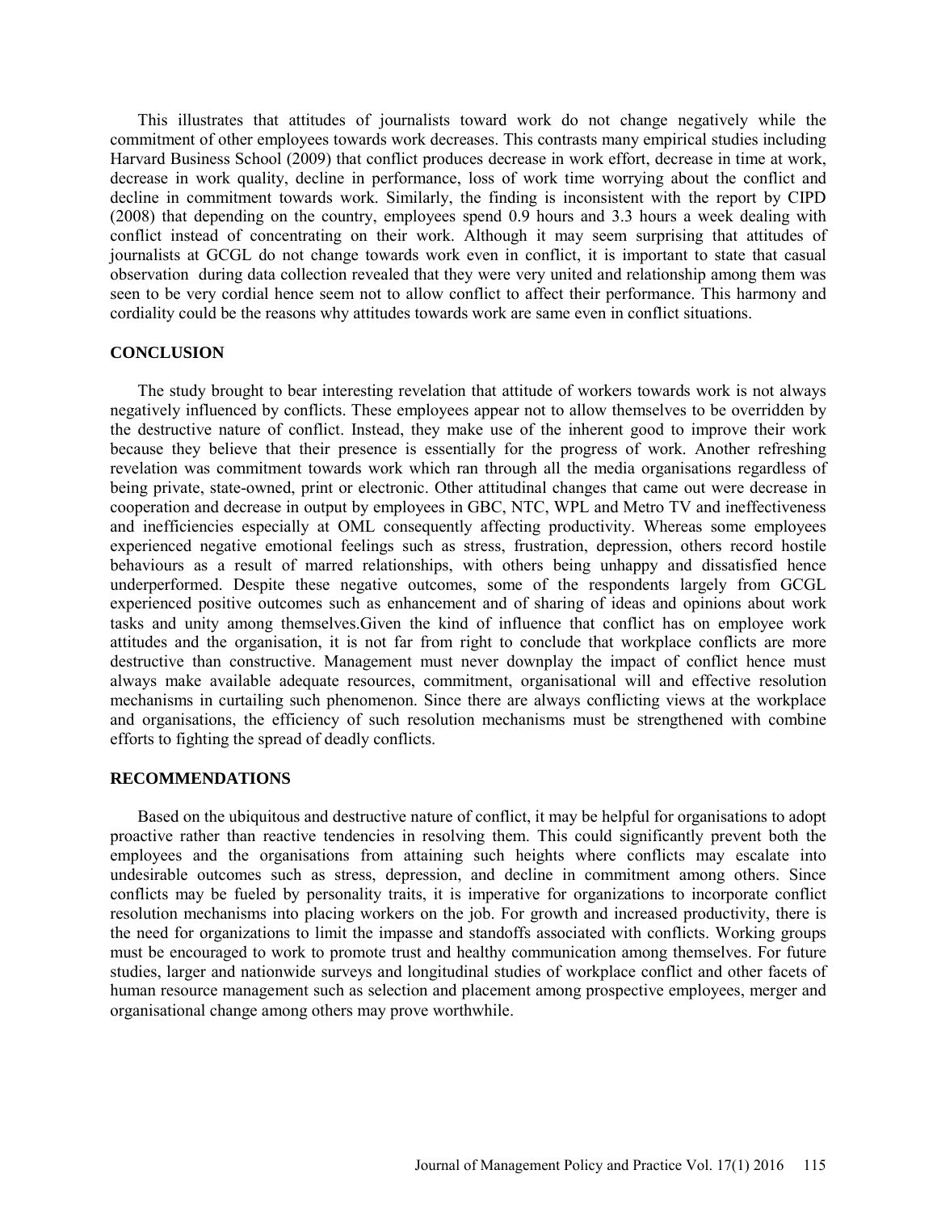This illustrates that attitudes of journalists toward work do not change negatively while the commitment of other employees towards work decreases. This contrasts many empirical studies including Harvard Business School (2009) that conflict produces decrease in work effort, decrease in time at work, decrease in work quality, decline in performance, loss of work time worrying about the conflict and decline in commitment towards work. Similarly, the finding is inconsistent with the report by CIPD (2008) that depending on the country, employees spend 0.9 hours and 3.3 hours a week dealing with conflict instead of concentrating on their work. Although it may seem surprising that attitudes of journalists at GCGL do not change towards work even in conflict, it is important to state that casual observation during data collection revealed that they were very united and relationship among them was seen to be very cordial hence seem not to allow conflict to affect their performance. This harmony and cordiality could be the reasons why attitudes towards work are same even in conflict situations.

## CONCLUSION

The study brought to bear interesting revelation that attitude of workers towards work is not always negatively influenced by conflicts. These employees appear not to allow themselves to be overridden by the destructive nature of conflict. Instead, they make use of the inherent good to improve their work because they believe that their presence is essentially for the progress of work. Another refreshing revelation was commitment towards work which ran through all the media organisations regardless of being private, state-owned, print or electronic. Other attitudinal changes that came out were decrease in cooperation and decrease in output by employees in GBC, NTC, WPL and Metro TV and ineffectiveness and inefficiencies especially at OML consequently affecting productivity. Whereas some employees experienced negative emotional feelings such as stress, frustration, depression, others record hostile behaviours as a result of marred relationships, with others being unhappy and dissatisfied hence underperformed. Despite these negative outcomes, some of the respondents largely from GCGL experienced positive outcomes such as enhancement and of sharing of ideas and opinions about work tasks and unity among themselves.Given the kind of influence that conflict has on employee work attitudes and the organisation, it is not far from right to conclude that workplace conflicts are more destructive than constructive. Management must never downplay the impact of conflict hence must always make available adequate resources, commitment, organisational will and effective resolution mechanisms in curtailing such phenomenon. Since there are always conflicting views at the workplace and organisations, the efficiency of such resolution mechanisms must be strengthened with combine efforts to fighting the spread of deadly conflicts.

## RECOMMENDATIONS

Based on the ubiquitous and destructive nature of conflict, it may be helpful for organisations to adopt proactive rather than reactive tendencies in resolving them. This could significantly prevent both the employees and the organisations from attaining such heights where conflicts may escalate into undesirable outcomes such as stress, depression, and decline in commitment among others. Since conflicts may be fueled by personality traits, it is imperative for organizations to incorporate conflict resolution mechanisms into placing workers on the job. For growth and increased productivity, there is the need for organizations to limit the impasse and standoffs associated with conflicts. Working groups must be encouraged to work to promote trust and healthy communication among themselves. For future studies, larger and nationwide surveys and longitudinal studies of workplace conflict and other facets of human resource management such as selection and placement among prospective employees, merger and organisational change among others may prove worthwhile.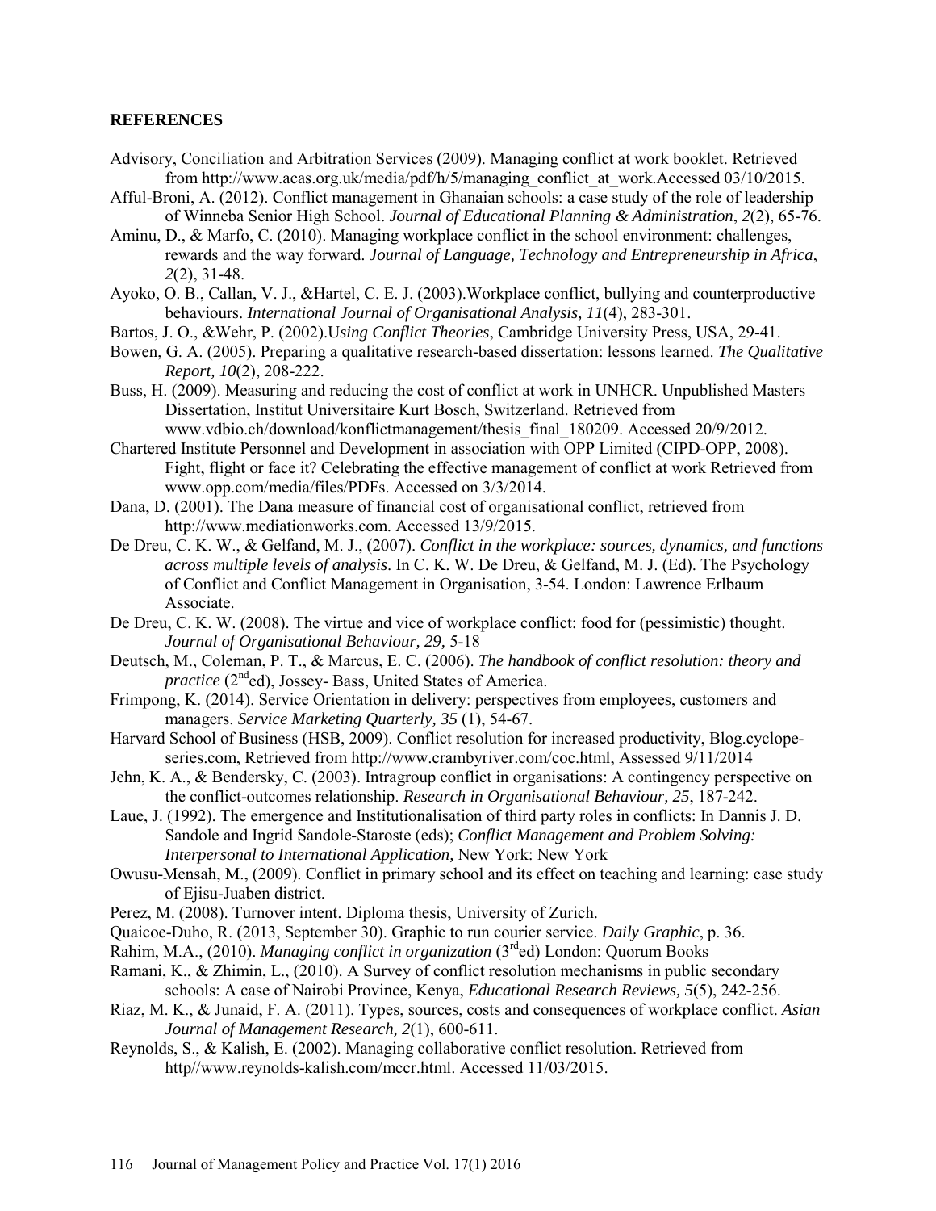## REFERENCES

Advisory, Conciliation and Arbitration Services (2009). Managing conflict at work booklet. Retrieved from http://www.acas.org.uk/media/pdf/h/5/managing_conflict_at_work.Accessed 03/10/2015.

Afful-Broni, A. (2012). Conflict management in Ghanaian schools: a case study of the role of leadership of Winneba Senior High School. *Journal of Educational Planning & Administration*, *2*(2), 65-76.

Aminu, D., & Marfo, C. (2010). Managing workplace conflict in the school environment: challenges, rewards and the way forward. *Journal of Language, Technology and Entrepreneurship in Africa*, *2*(2), 31-48.

Ayoko, O. B., Callan, V. J., &Hartel, C. E. J. (2003).Workplace conflict, bullying and counterproductive behaviours. *International Journal of Organisational Analysis, 11*(4), 283-301.

Bartos, J. O., &Wehr, P. (2002).U*sing Conflict Theories*, Cambridge University Press, USA, 29-41.

Bowen, G. A. (2005). Preparing a qualitative research-based dissertation: lessons learned. *The Qualitative Report, 10*(2), 208-222.

Buss, H. (2009). Measuring and reducing the cost of conflict at work in UNHCR. Unpublished Masters Dissertation, Institut Universitaire Kurt Bosch, Switzerland. Retrieved from www.vdbio.ch/download/konflictmanagement/thesis_final_180209. Accessed 20/9/2012.

Chartered Institute Personnel and Development in association with OPP Limited (CIPD-OPP, 2008). Fight, flight or face it? Celebrating the effective management of conflict at work Retrieved from www.opp.com/media/files/PDFs. Accessed on 3/3/2014.

Dana, D. (2001). The Dana measure of financial cost of organisational conflict, retrieved from http://www.mediationworks.com. Accessed 13/9/2015.

De Dreu, C. K. W., & Gelfand, M. J., (2007). *Conflict in the workplace: sources, dynamics, and functions across multiple levels of analysis*. In C. K. W. De Dreu, & Gelfand, M. J. (Ed). The Psychology of Conflict and Conflict Management in Organisation, 3-54. London: Lawrence Erlbaum Associate.

De Dreu, C. K. W. (2008). The virtue and vice of workplace conflict: food for (pessimistic) thought. *Journal of Organisational Behaviour, 29,* 5-18

Deutsch, M., Coleman, P. T., & Marcus, E. C. (2006). *The handbook of conflict resolution: theory and practice* (2nd ed), Jossey- Bass, United States of America.

Frimpong, K. (2014). Service Orientation in delivery: perspectives from employees, customers and managers. *Service Marketing Quarterly, 35* (1), 54-67.

Harvard School of Business (HSB, 2009). Conflict resolution for increased productivity, Blog.cyclope-series.com, Retrieved from http://www.crambyriver.com/coc.html, Assessed 9/11/2014

Jehn, K. A., & Bendersky, C. (2003). Intragroup conflict in organisations: A contingency perspective on the conflict-outcomes relationship. *Research in Organisational Behaviour, 25*, 187-242.

Laue, J. (1992). The emergence and Institutionalisation of third party roles in conflicts: In Dannis J. D. Sandole and Ingrid Sandole-Staroste (eds); *Conflict Management and Problem Solving: Interpersonal to International Application,* New York: New York

Owusu-Mensah, M., (2009). Conflict in primary school and its effect on teaching and learning: case study of Ejisu-Juaben district.

Perez, M. (2008). Turnover intent. Diploma thesis, University of Zurich.

Quaicoe-Duho, R. (2013, September 30). Graphic to run courier service. *Daily Graphic*, p. 36.

Rahim, M.A., (2010). *Managing conflict in organization* (3rd ed) London: Quorum Books

Ramani, K., & Zhimin, L., (2010). A Survey of conflict resolution mechanisms in public secondary schools: A case of Nairobi Province, Kenya, *Educational Research Reviews, 5*(5), 242-256.

Riaz, M. K., & Junaid, F. A. (2011). Types, sources, costs and consequences of workplace conflict. *Asian Journal of Management Research, 2*(1), 600-611.

Reynolds, S., & Kalish, E. (2002). Managing collaborative conflict resolution. Retrieved from http//www.reynolds-kalish.com/mccr.html. Accessed 11/03/2015.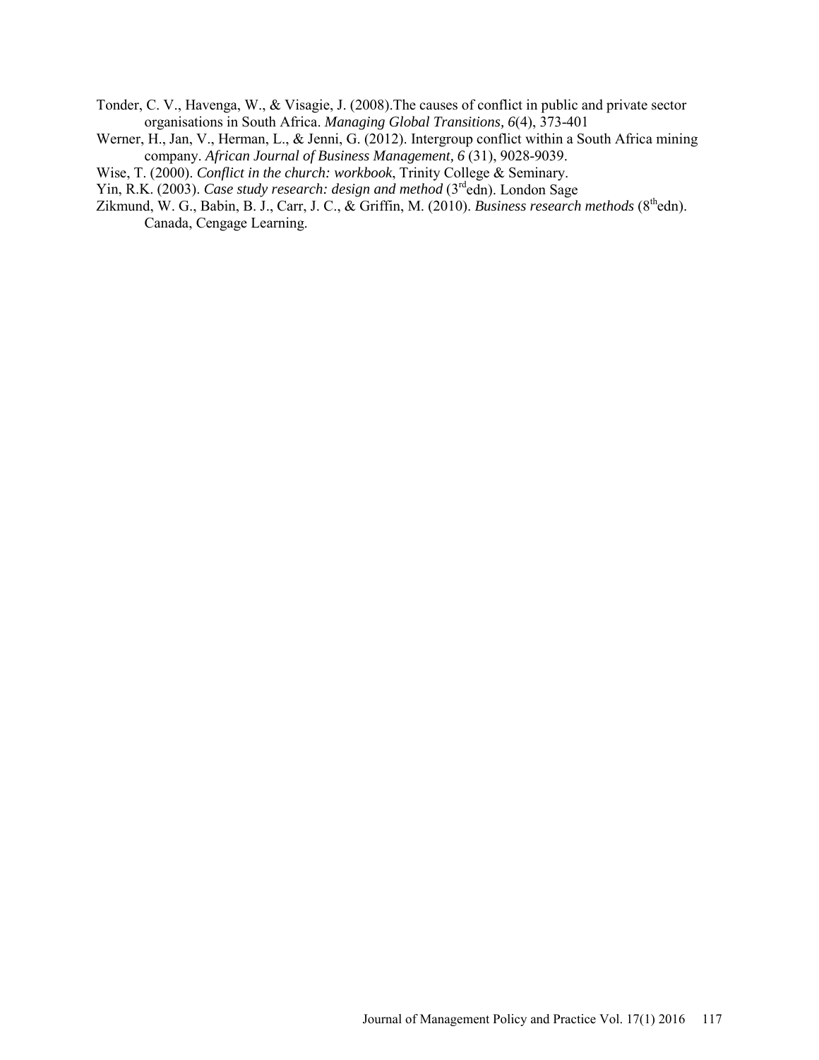Tonder, C. V., Havenga, W., & Visagie, J. (2008).The causes of conflict in public and private sector organisations in South Africa. *Managing Global Transitions, 6*(4), 373-401

Werner, H., Jan, V., Herman, L., & Jenni, G. (2012). Intergroup conflict within a South Africa mining company. *African Journal of Business Management, 6* (31), 9028-9039.

Wise, T. (2000). *Conflict in the church: workbook*, Trinity College & Seminary.

Yin, R.K. (2003). *Case study research: design and method* (3rd edn). London Sage

Zikmund, W. G., Babin, B. J., Carr, J. C., & Griffin, M. (2010). *Business research methods* (8th edn). Canada, Cengage Learning.